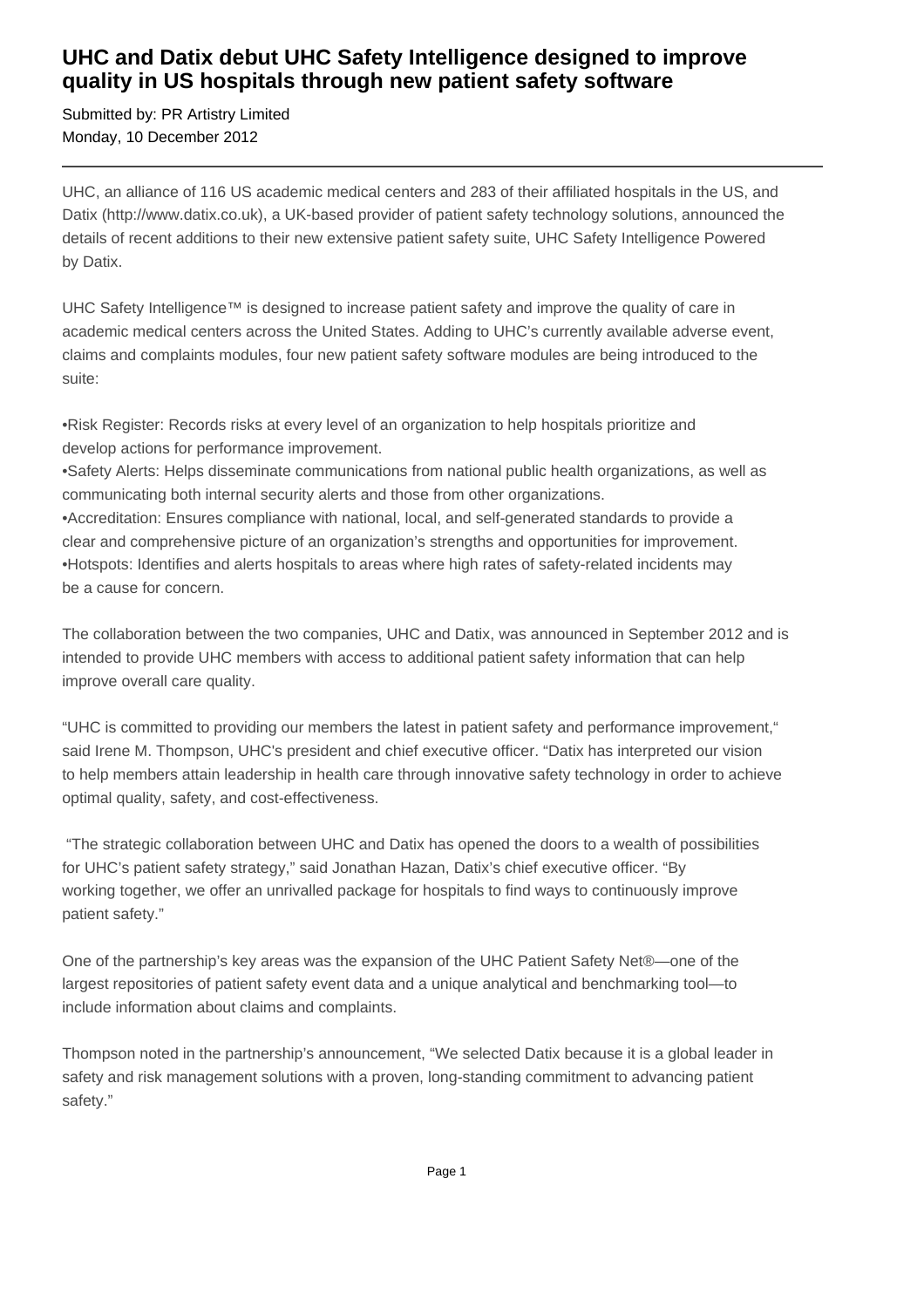# UHC and Datix debut UHC Safety Intelligence designed to improve quality in US hospitals through new patient safety software

Submitted by: PR Artistry Limited
Monday, 10 December 2012

---

UHC, an alliance of 116 US academic medical centers and 283 of their affiliated hospitals in the US, and Datix (http://www.datix.co.uk), a UK-based provider of patient safety technology solutions, announced the details of recent additions to their new extensive patient safety suite, UHC Safety Intelligence Powered by Datix.

UHC Safety Intelligence™ is designed to increase patient safety and improve the quality of care in academic medical centers across the United States. Adding to UHC's currently available adverse event, claims and complaints modules, four new patient safety software modules are being introduced to the suite:

•Risk Register: Records risks at every level of an organization to help hospitals prioritize and develop actions for performance improvement.
•Safety Alerts: Helps disseminate communications from national public health organizations, as well as communicating both internal security alerts and those from other organizations.
•Accreditation: Ensures compliance with national, local, and self-generated standards to provide a clear and comprehensive picture of an organization's strengths and opportunities for improvement.
•Hotspots: Identifies and alerts hospitals to areas where high rates of safety-related incidents may be a cause for concern.

The collaboration between the two companies, UHC and Datix, was announced in September 2012 and is intended to provide UHC members with access to additional patient safety information that can help improve overall care quality.

"UHC is committed to providing our members the latest in patient safety and performance improvement," said Irene M. Thompson, UHC's president and chief executive officer. "Datix has interpreted our vision to help members attain leadership in health care through innovative safety technology in order to achieve optimal quality, safety, and cost-effectiveness.

"The strategic collaboration between UHC and Datix has opened the doors to a wealth of possibilities for UHC's patient safety strategy," said Jonathan Hazan, Datix's chief executive officer. "By working together, we offer an unrivalled package for hospitals to find ways to continuously improve patient safety."

One of the partnership's key areas was the expansion of the UHC Patient Safety Net®—one of the largest repositories of patient safety event data and a unique analytical and benchmarking tool—to include information about claims and complaints.

Thompson noted in the partnership's announcement, "We selected Datix because it is a global leader in safety and risk management solutions with a proven, long-standing commitment to advancing patient safety."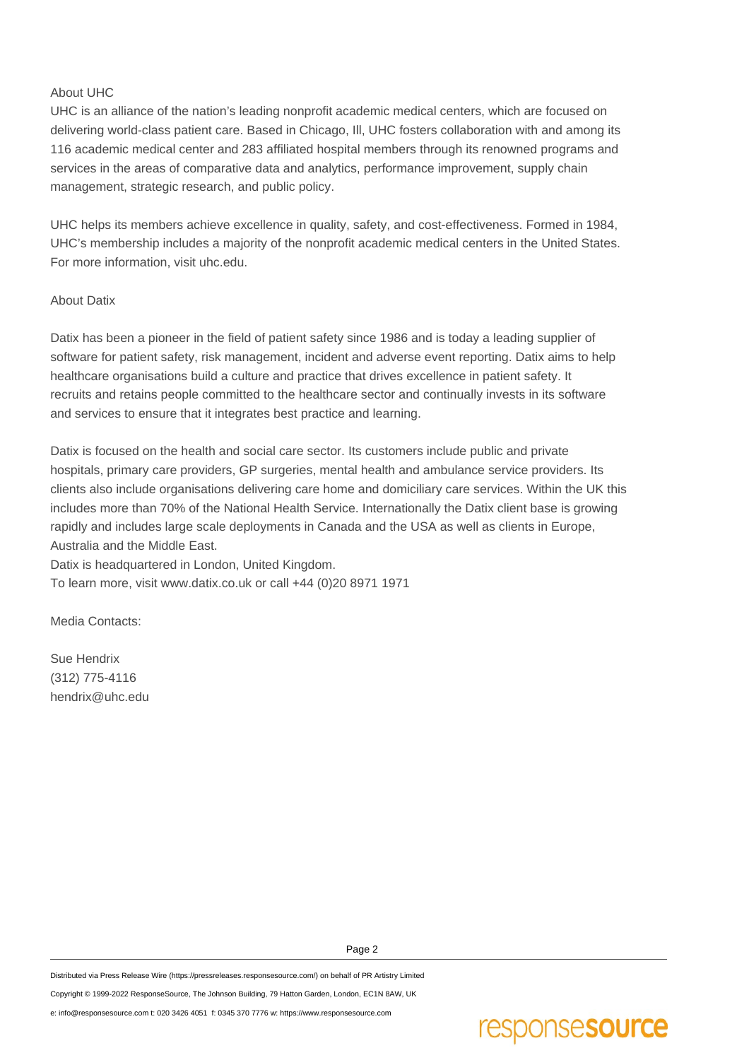About UHC

UHC is an alliance of the nation's leading nonprofit academic medical centers, which are focused on delivering world-class patient care. Based in Chicago, Ill, UHC fosters collaboration with and among its 116 academic medical center and 283 affiliated hospital members through its renowned programs and services in the areas of comparative data and analytics, performance improvement, supply chain management, strategic research, and public policy.

UHC helps its members achieve excellence in quality, safety, and cost-effectiveness. Formed in 1984, UHC's membership includes a majority of the nonprofit academic medical centers in the United States. For more information, visit uhc.edu.

About Datix

Datix has been a pioneer in the field of patient safety since 1986 and is today a leading supplier of software for patient safety, risk management, incident and adverse event reporting. Datix aims to help healthcare organisations build a culture and practice that drives excellence in patient safety. It recruits and retains people committed to the healthcare sector and continually invests in its software and services to ensure that it integrates best practice and learning.

Datix is focused on the health and social care sector. Its customers include public and private hospitals, primary care providers, GP surgeries, mental health and ambulance service providers. Its clients also include organisations delivering care home and domiciliary care services. Within the UK this includes more than 70% of the National Health Service. Internationally the Datix client base is growing rapidly and includes large scale deployments in Canada and the USA as well as clients in Europe, Australia and the Middle East.
Datix is headquartered in London, United Kingdom.
To learn more, visit www.datix.co.uk or call +44 (0)20 8971 1971

Media Contacts:

Sue Hendrix
(312) 775-4116
hendrix@uhc.edu

Distributed via Press Release Wire (https://pressreleases.responsesource.com/) on behalf of PR Artistry Limited

Copyright © 1999-2022 ResponseSource, The Johnson Building, 79 Hatton Garden, London, EC1N 8AW, UK

e: info@responsesource.com t: 020 3426 4051 f: 0345 370 7776 w: https://www.responsesource.com